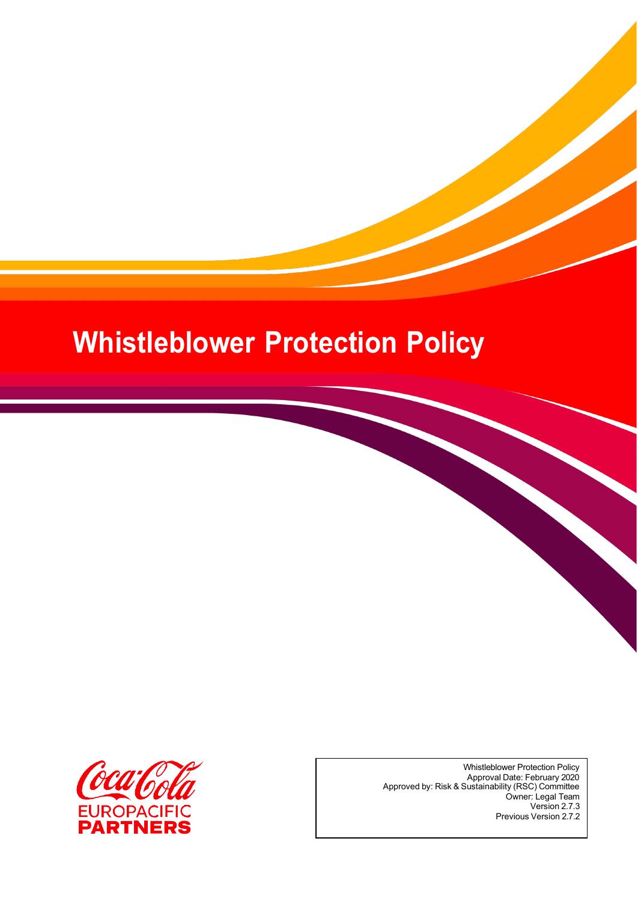# Whistleblower Protection Policy

Coca-Cola EUROPACIFIC PARTNERS

Whistleblower Protection Policy
Approval Date: February 2020
Approved by: Risk & Sustainability (RSC) Committee
Owner: Legal Team
Version 2.7.3
Previous Version 2.7.2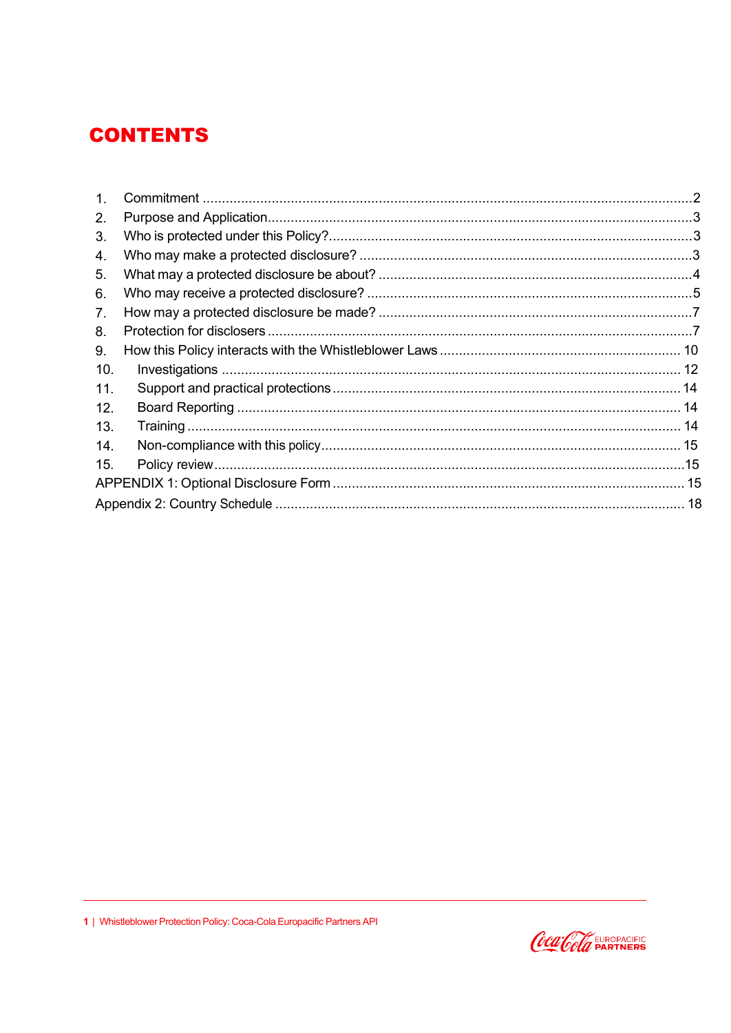# CONTENTS

1. Commitment .......................................................................................................................2
2. Purpose and Application.......................................................................................................3
3. Who is protected under this Policy?.......................................................................................3
4. Who may make a protected disclosure? ................................................................................3
5. What may a protected disclosure be about? ..........................................................................4
6. Who may receive a protected disclosure? ..............................................................................5
7. How may a protected disclosure be made? ...........................................................................7
8. Protection for disclosers .......................................................................................................7
9. How this Policy interacts with the Whistleblower Laws ......................................................... 10
10. Investigations ................................................................................................................. 12
11. Support and practical protections ...................................................................................... 14
12. Board Reporting .............................................................................................................. 14
13. Training .......................................................................................................................... 14
14. Non-compliance with this policy......................................................................................... 15
15. Policy review.................................................................................................................... 15

APPENDIX 1: Optional Disclosure Form ..................................................................................... 15

Appendix 2: Country Schedule ................................................................................................... 18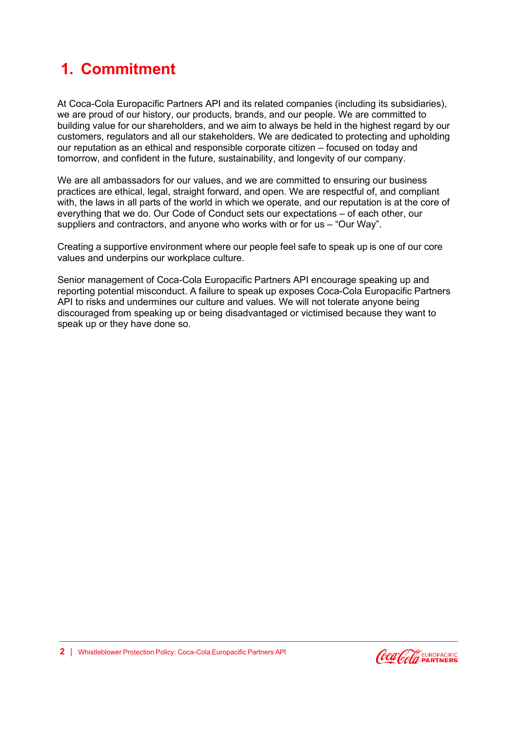# 1. Commitment

At Coca-Cola Europacific Partners API and its related companies (including its subsidiaries), we are proud of our history, our products, brands, and our people. We are committed to building value for our shareholders, and we aim to always be held in the highest regard by our customers, regulators and all our stakeholders. We are dedicated to protecting and upholding our reputation as an ethical and responsible corporate citizen – focused on today and tomorrow, and confident in the future, sustainability, and longevity of our company.

We are all ambassadors for our values, and we are committed to ensuring our business practices are ethical, legal, straight forward, and open. We are respectful of, and compliant with, the laws in all parts of the world in which we operate, and our reputation is at the core of everything that we do. Our Code of Conduct sets our expectations – of each other, our suppliers and contractors, and anyone who works with or for us – "Our Way".

Creating a supportive environment where our people feel safe to speak up is one of our core values and underpins our workplace culture.

Senior management of Coca-Cola Europacific Partners API encourage speaking up and reporting potential misconduct. A failure to speak up exposes Coca-Cola Europacific Partners API to risks and undermines our culture and values. We will not tolerate anyone being discouraged from speaking up or being disadvantaged or victimised because they want to speak up or they have done so.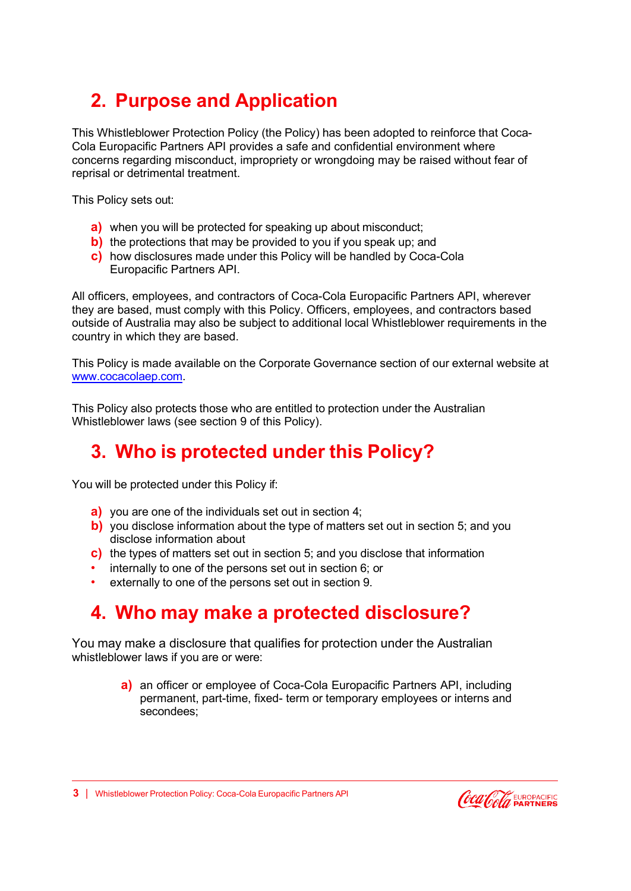## 2. Purpose and Application

This Whistleblower Protection Policy (the Policy) has been adopted to reinforce that Coca-Cola Europacific Partners API provides a safe and confidential environment where concerns regarding misconduct, impropriety or wrongdoing may be raised without fear of reprisal or detrimental treatment.

This Policy sets out:

- **a)** when you will be protected for speaking up about misconduct;
- **b)** the protections that may be provided to you if you speak up; and
- **c)** how disclosures made under this Policy will be handled by Coca-Cola Europacific Partners API.

All officers, employees, and contractors of Coca-Cola Europacific Partners API, wherever they are based, must comply with this Policy. Officers, employees, and contractors based outside of Australia may also be subject to additional local Whistleblower requirements in the country in which they are based.

This Policy is made available on the Corporate Governance section of our external website at [www.cocacolaep.com](www.cocacolaep.com).

This Policy also protects those who are entitled to protection under the Australian Whistleblower laws (see section 9 of this Policy).

## 3. Who is protected under this Policy?

You will be protected under this Policy if:

- **a)** you are one of the individuals set out in section 4;
- **b)** you disclose information about the type of matters set out in section 5; and you disclose information about
- **c)** the types of matters set out in section 5; and you disclose that information
- internally to one of the persons set out in section 6; or
- externally to one of the persons set out in section 9.

## 4. Who may make a protected disclosure?

You may make a disclosure that qualifies for protection under the Australian whistleblower laws if you are or were:

- **a)** an officer or employee of Coca-Cola Europacific Partners API, including permanent, part-time, fixed- term or temporary employees or interns and secondees;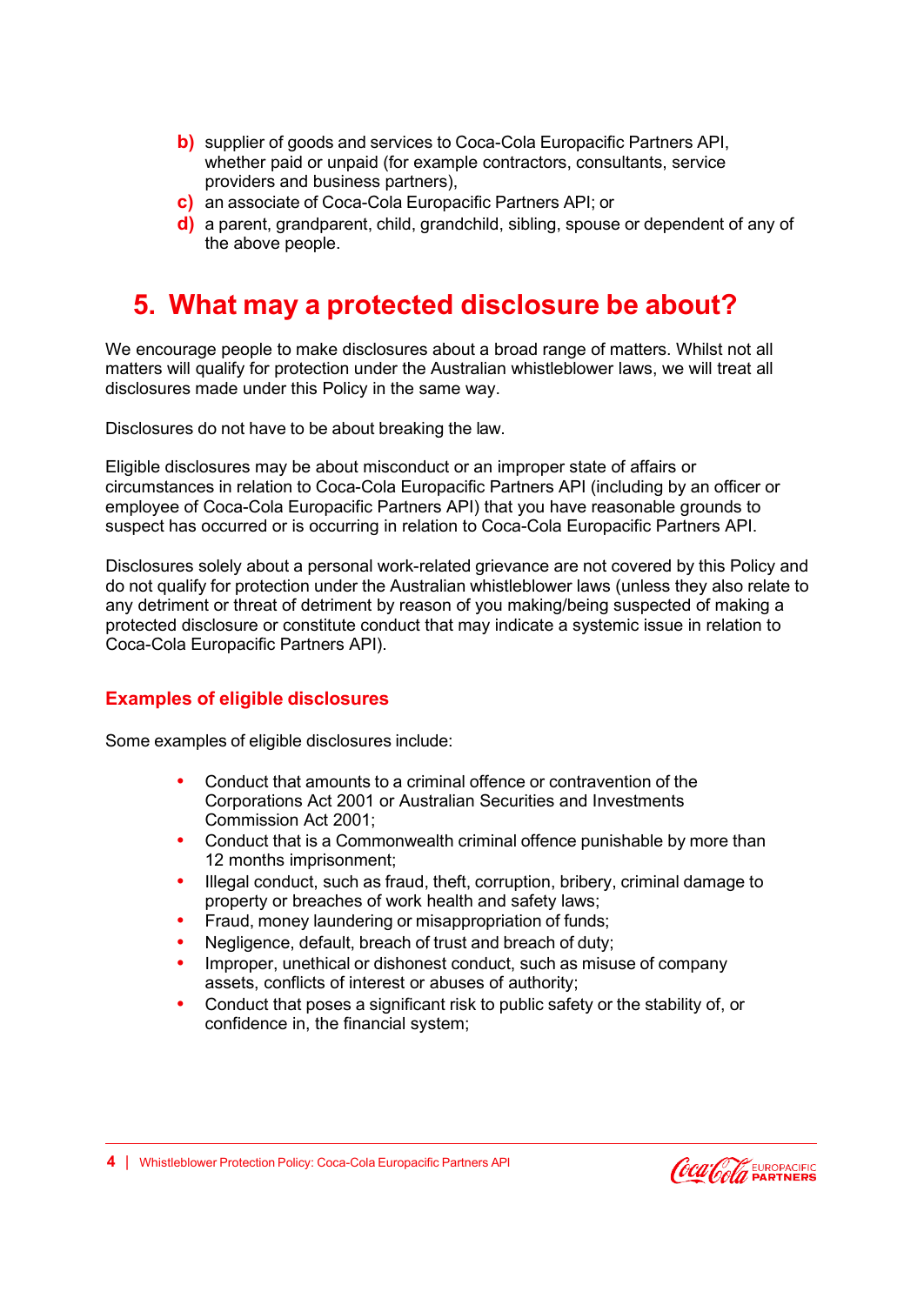b) supplier of goods and services to Coca-Cola Europacific Partners API, whether paid or unpaid (for example contractors, consultants, service providers and business partners),
c) an associate of Coca-Cola Europacific Partners API; or
d) a parent, grandparent, child, grandchild, sibling, spouse or dependent of any of the above people.

## 5. What may a protected disclosure be about?

We encourage people to make disclosures about a broad range of matters. Whilst not all matters will qualify for protection under the Australian whistleblower laws, we will treat all disclosures made under this Policy in the same way.

Disclosures do not have to be about breaking the law.

Eligible disclosures may be about misconduct or an improper state of affairs or circumstances in relation to Coca-Cola Europacific Partners API (including by an officer or employee of Coca-Cola Europacific Partners API) that you have reasonable grounds to suspect has occurred or is occurring in relation to Coca-Cola Europacific Partners API.

Disclosures solely about a personal work-related grievance are not covered by this Policy and do not qualify for protection under the Australian whistleblower laws (unless they also relate to any detriment or threat of detriment by reason of you making/being suspected of making a protected disclosure or constitute conduct that may indicate a systemic issue in relation to Coca-Cola Europacific Partners API).

### Examples of eligible disclosures

Some examples of eligible disclosures include:

- Conduct that amounts to a criminal offence or contravention of the Corporations Act 2001 or Australian Securities and Investments Commission Act 2001;
- Conduct that is a Commonwealth criminal offence punishable by more than 12 months imprisonment;
- Illegal conduct, such as fraud, theft, corruption, bribery, criminal damage to property or breaches of work health and safety laws;
- Fraud, money laundering or misappropriation of funds;
- Negligence, default, breach of trust and breach of duty;
- Improper, unethical or dishonest conduct, such as misuse of company assets, conflicts of interest or abuses of authority;
- Conduct that poses a significant risk to public safety or the stability of, or confidence in, the financial system;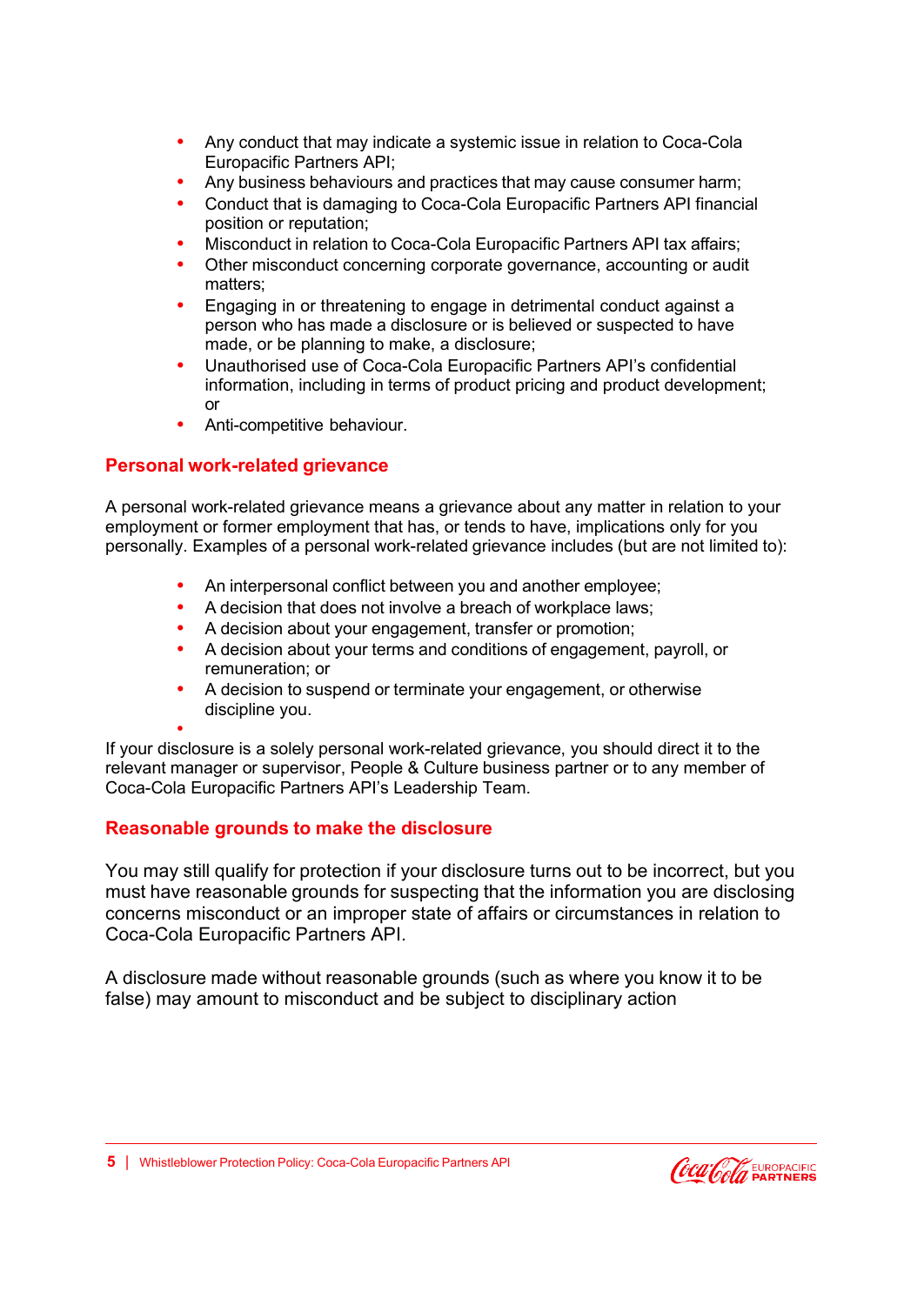- Any conduct that may indicate a systemic issue in relation to Coca-Cola Europacific Partners API;
- Any business behaviours and practices that may cause consumer harm;
- Conduct that is damaging to Coca-Cola Europacific Partners API financial position or reputation;
- Misconduct in relation to Coca-Cola Europacific Partners API tax affairs;
- Other misconduct concerning corporate governance, accounting or audit matters;
- Engaging in or threatening to engage in detrimental conduct against a person who has made a disclosure or is believed or suspected to have made, or be planning to make, a disclosure;
- Unauthorised use of Coca-Cola Europacific Partners API's confidential information, including in terms of product pricing and product development; or
- Anti-competitive behaviour.

## Personal work-related grievance

A personal work-related grievance means a grievance about any matter in relation to your employment or former employment that has, or tends to have, implications only for you personally. Examples of a personal work-related grievance includes (but are not limited to):

- An interpersonal conflict between you and another employee;
- A decision that does not involve a breach of workplace laws;
- A decision about your engagement, transfer or promotion;
- A decision about your terms and conditions of engagement, payroll, or remuneration; or
- A decision to suspend or terminate your engagement, or otherwise discipline you.

If your disclosure is a solely personal work-related grievance, you should direct it to the relevant manager or supervisor, People & Culture business partner or to any member of Coca-Cola Europacific Partners API's Leadership Team.

## Reasonable grounds to make the disclosure

You may still qualify for protection if your disclosure turns out to be incorrect, but you must have reasonable grounds for suspecting that the information you are disclosing concerns misconduct or an improper state of affairs or circumstances in relation to Coca-Cola Europacific Partners API.

A disclosure made without reasonable grounds (such as where you know it to be false) may amount to misconduct and be subject to disciplinary action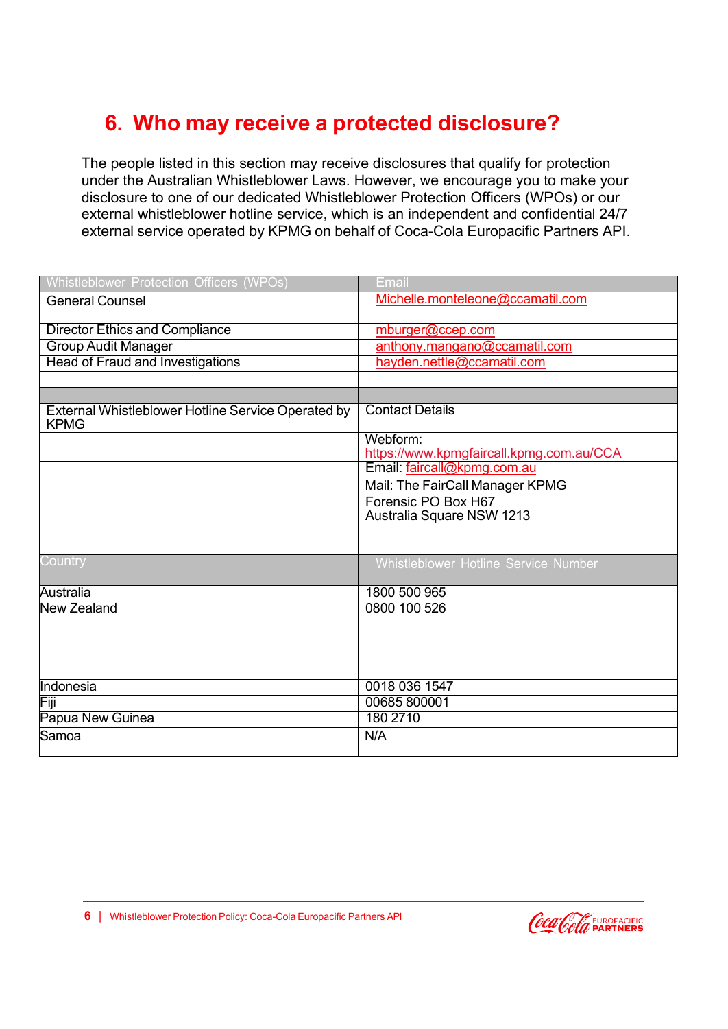## 6. Who may receive a protected disclosure?

The people listed in this section may receive disclosures that qualify for protection under the Australian Whistleblower Laws. However, we encourage you to make your disclosure to one of our dedicated Whistleblower Protection Officers (WPOs) or our external whistleblower hotline service, which is an independent and confidential 24/7 external service operated by KPMG on behalf of Coca-Cola Europacific Partners API.

| Whistleblower Protection Officers (WPOs) | Email |
|---|---|
| General Counsel | Michelle.monteleone@ccamatil.com |
| Director Ethics and Compliance | mburger@ccep.com |
| Group Audit Manager | anthony.mangano@ccamatil.com |
| Head of Fraud and Investigations | hayden.nettle@ccamatil.com |
| | |
| | |
| External Whistleblower Hotline Service Operated by KPMG | Contact Details |
| | Webform: https://www.kpmgfaircall.kpmg.com.au/CCA |
| | Email: faircall@kpmg.com.au |
| | Mail: The FairCall Manager KPMG Forensic PO Box H67 Australia Square NSW 1213 |
| | |
| **Country** | **Whistleblower Hotline Service Number** |
| Australia | 1800 500 965 |
| New Zealand | 0800 100 526 |
| Indonesia | 0018 036 1547 |
| Fiji | 00685 800001 |
| Papua New Guinea | 180 2710 |
| Samoa | N/A |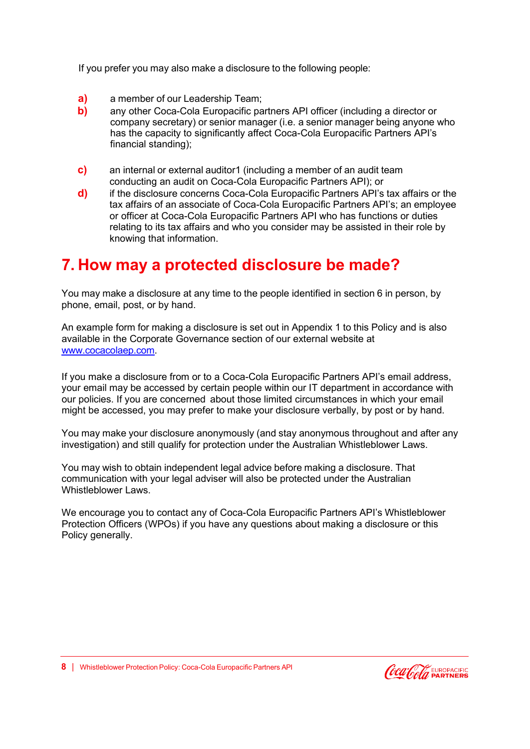If you prefer you may also make a disclosure to the following people:

**a)** a member of our Leadership Team;

**b)** any other Coca-Cola Europacific partners API officer (including a director or company secretary) or senior manager (i.e. a senior manager being anyone who has the capacity to significantly affect Coca-Cola Europacific Partners API's financial standing);

**c)** an internal or external auditor[1] (including a member of an audit team conducting an audit on Coca-Cola Europacific Partners API); or

**d)** if the disclosure concerns Coca-Cola Europacific Partners API's tax affairs or the tax affairs of an associate of Coca-Cola Europacific Partners API's; an employee or officer at Coca-Cola Europacific Partners API who has functions or duties relating to its tax affairs and who you consider may be assisted in their role by knowing that information.

# 7. How may a protected disclosure be made?

You may make a disclosure at any time to the people identified in section 6 in person, by phone, email, post, or by hand.

An example form for making a disclosure is set out in Appendix 1 to this Policy and is also available in the Corporate Governance section of our external website at [www.cocacolaep.com](www.cocacolaep.com).

If you make a disclosure from or to a Coca-Cola Europacific Partners API's email address, your email may be accessed by certain people within our IT department in accordance with our policies. If you are concerned about those limited circumstances in which your email might be accessed, you may prefer to make your disclosure verbally, by post or by hand.

You may make your disclosure anonymously (and stay anonymous throughout and after any investigation) and still qualify for protection under the Australian Whistleblower Laws.

You may wish to obtain independent legal advice before making a disclosure. That communication with your legal adviser will also be protected under the Australian Whistleblower Laws.

We encourage you to contact any of Coca-Cola Europacific Partners API's Whistleblower Protection Officers (WPOs) if you have any questions about making a disclosure or this Policy generally.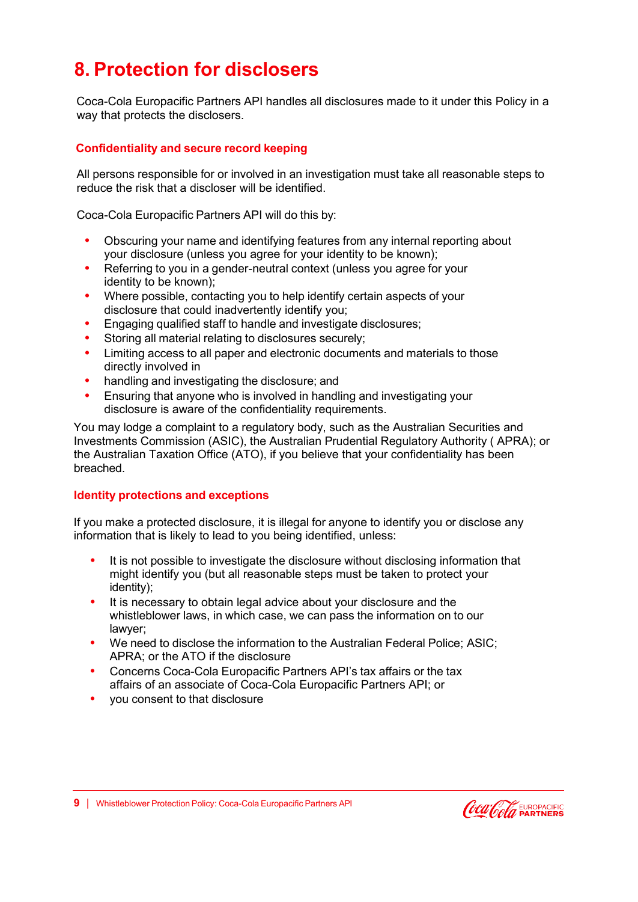# 8. Protection for disclosers

Coca-Cola Europacific Partners API handles all disclosures made to it under this Policy in a way that protects the disclosers.

## Confidentiality and secure record keeping

All persons responsible for or involved in an investigation must take all reasonable steps to reduce the risk that a discloser will be identified.

Coca-Cola Europacific Partners API will do this by:

- Obscuring your name and identifying features from any internal reporting about your disclosure (unless you agree for your identity to be known);
- Referring to you in a gender-neutral context (unless you agree for your identity to be known);
- Where possible, contacting you to help identify certain aspects of your disclosure that could inadvertently identify you;
- Engaging qualified staff to handle and investigate disclosures;
- Storing all material relating to disclosures securely;
- Limiting access to all paper and electronic documents and materials to those directly involved in
- handling and investigating the disclosure; and
- Ensuring that anyone who is involved in handling and investigating your disclosure is aware of the confidentiality requirements.

You may lodge a complaint to a regulatory body, such as the Australian Securities and Investments Commission (ASIC), the Australian Prudential Regulatory Authority ( APRA); or the Australian Taxation Office (ATO), if you believe that your confidentiality has been breached.

## Identity protections and exceptions

If you make a protected disclosure, it is illegal for anyone to identify you or disclose any information that is likely to lead to you being identified, unless:

- It is not possible to investigate the disclosure without disclosing information that might identify you (but all reasonable steps must be taken to protect your identity);
- It is necessary to obtain legal advice about your disclosure and the whistleblower laws, in which case, we can pass the information on to our lawyer;
- We need to disclose the information to the Australian Federal Police; ASIC; APRA; or the ATO if the disclosure
- Concerns Coca-Cola Europacific Partners API's tax affairs or the tax affairs of an associate of Coca-Cola Europacific Partners API; or
- you consent to that disclosure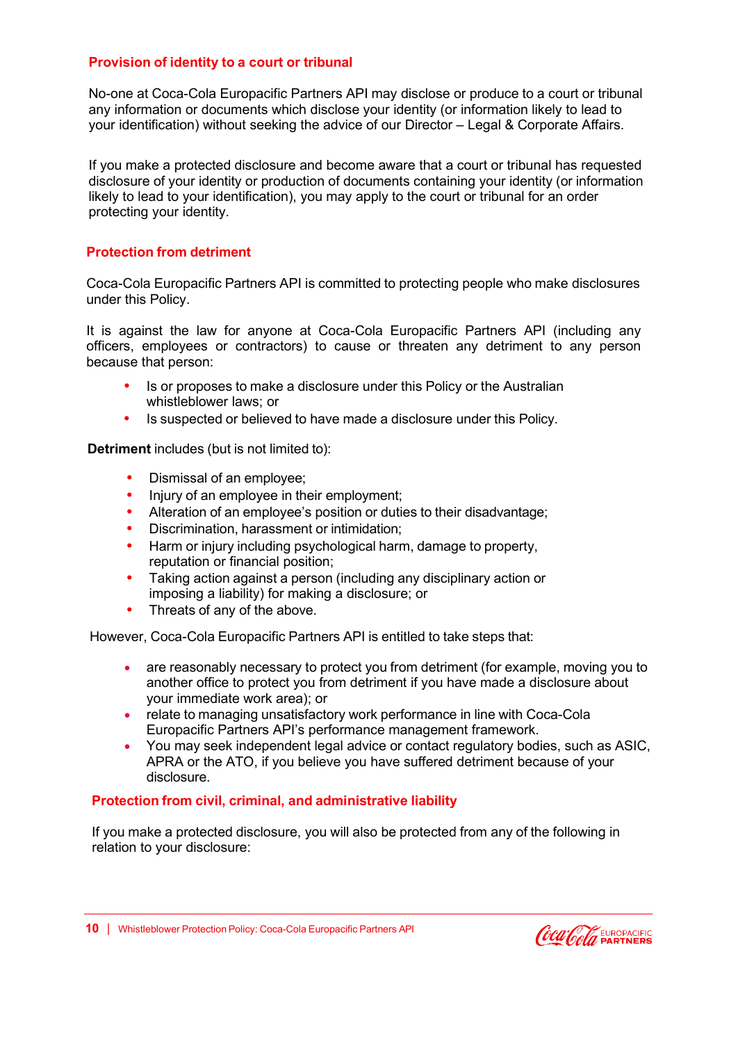## Provision of identity to a court or tribunal

No-one at Coca-Cola Europacific Partners API may disclose or produce to a court or tribunal any information or documents which disclose your identity (or information likely to lead to your identification) without seeking the advice of our Director – Legal & Corporate Affairs.

If you make a protected disclosure and become aware that a court or tribunal has requested disclosure of your identity or production of documents containing your identity (or information likely to lead to your identification), you may apply to the court or tribunal for an order protecting your identity.

## Protection from detriment

Coca-Cola Europacific Partners API is committed to protecting people who make disclosures under this Policy.

It is against the law for anyone at Coca-Cola Europacific Partners API (including any officers, employees or contractors) to cause or threaten any detriment to any person because that person:

- Is or proposes to make a disclosure under this Policy or the Australian whistleblower laws; or
- Is suspected or believed to have made a disclosure under this Policy.

**Detriment** includes (but is not limited to):

- Dismissal of an employee;
- Injury of an employee in their employment;
- Alteration of an employee's position or duties to their disadvantage;
- Discrimination, harassment or intimidation;
- Harm or injury including psychological harm, damage to property, reputation or financial position;
- Taking action against a person (including any disciplinary action or imposing a liability) for making a disclosure; or
- Threats of any of the above.

However, Coca-Cola Europacific Partners API is entitled to take steps that:

- are reasonably necessary to protect you from detriment (for example, moving you to another office to protect you from detriment if you have made a disclosure about your immediate work area); or
- relate to managing unsatisfactory work performance in line with Coca-Cola Europacific Partners API's performance management framework.
- You may seek independent legal advice or contact regulatory bodies, such as ASIC, APRA or the ATO, if you believe you have suffered detriment because of your disclosure.

## Protection from civil, criminal, and administrative liability

If you make a protected disclosure, you will also be protected from any of the following in relation to your disclosure: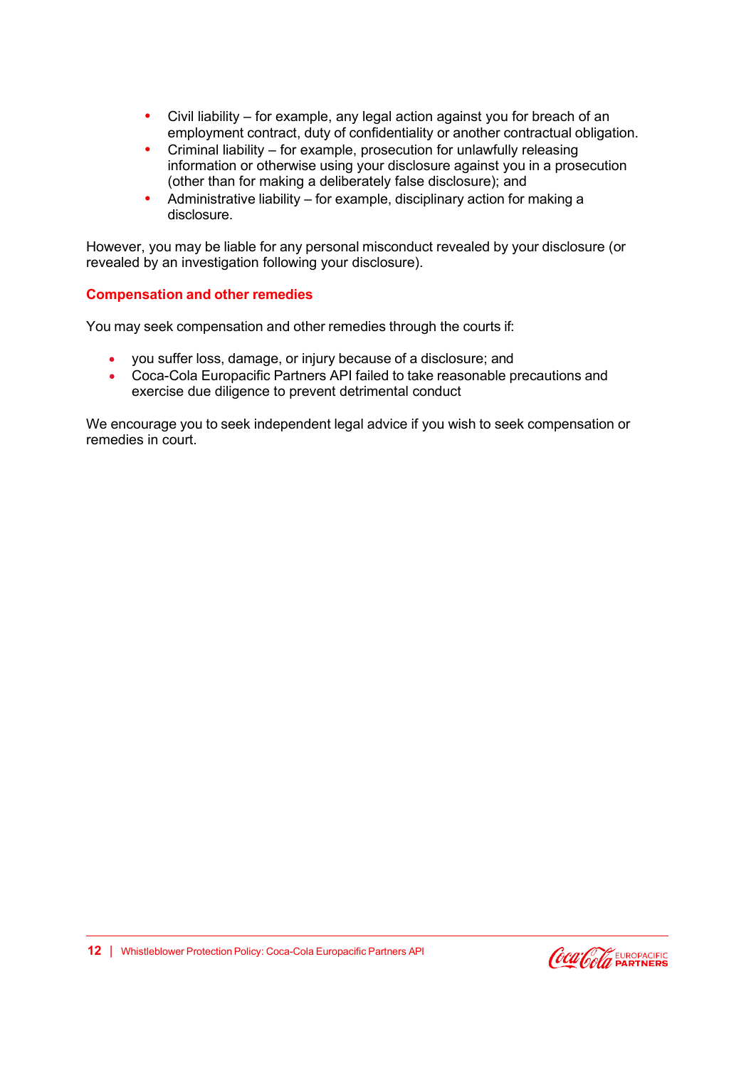- Civil liability – for example, any legal action against you for breach of an employment contract, duty of confidentiality or another contractual obligation.
- Criminal liability – for example, prosecution for unlawfully releasing information or otherwise using your disclosure against you in a prosecution (other than for making a deliberately false disclosure); and
- Administrative liability – for example, disciplinary action for making a disclosure.

However, you may be liable for any personal misconduct revealed by your disclosure (or revealed by an investigation following your disclosure).

### Compensation and other remedies

You may seek compensation and other remedies through the courts if:

- you suffer loss, damage, or injury because of a disclosure; and
- Coca-Cola Europacific Partners API failed to take reasonable precautions and exercise due diligence to prevent detrimental conduct

We encourage you to seek independent legal advice if you wish to seek compensation or remedies in court.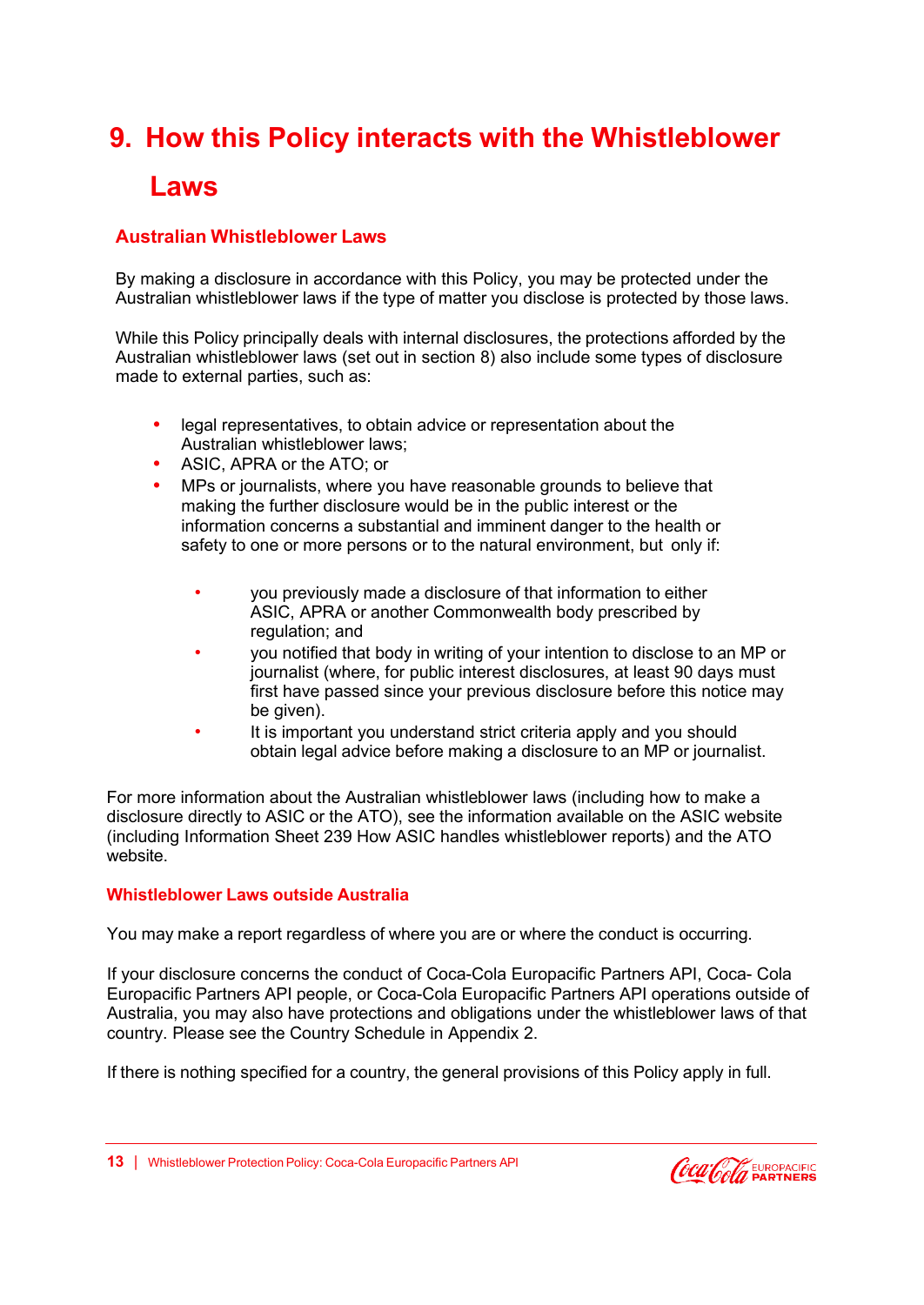# 9. How this Policy interacts with the Whistleblower Laws

### Australian Whistleblower Laws

By making a disclosure in accordance with this Policy, you may be protected under the Australian whistleblower laws if the type of matter you disclose is protected by those laws.

While this Policy principally deals with internal disclosures, the protections afforded by the Australian whistleblower laws (set out in section 8) also include some types of disclosure made to external parties, such as:

- legal representatives, to obtain advice or representation about the Australian whistleblower laws;
- ASIC, APRA or the ATO; or
- MPs or journalists, where you have reasonable grounds to believe that making the further disclosure would be in the public interest or the information concerns a substantial and imminent danger to the health or safety to one or more persons or to the natural environment, but only if:
    - you previously made a disclosure of that information to either ASIC, APRA or another Commonwealth body prescribed by regulation; and
    - you notified that body in writing of your intention to disclose to an MP or journalist (where, for public interest disclosures, at least 90 days must first have passed since your previous disclosure before this notice may be given).
    - It is important you understand strict criteria apply and you should obtain legal advice before making a disclosure to an MP or journalist.

For more information about the Australian whistleblower laws (including how to make a disclosure directly to ASIC or the ATO), see the information available on the ASIC website (including Information Sheet 239 How ASIC handles whistleblower reports) and the ATO website.

### Whistleblower Laws outside Australia

You may make a report regardless of where you are or where the conduct is occurring.

If your disclosure concerns the conduct of Coca-Cola Europacific Partners API, Coca- Cola Europacific Partners API people, or Coca-Cola Europacific Partners API operations outside of Australia, you may also have protections and obligations under the whistleblower laws of that country. Please see the Country Schedule in Appendix 2.

If there is nothing specified for a country, the general provisions of this Policy apply in full.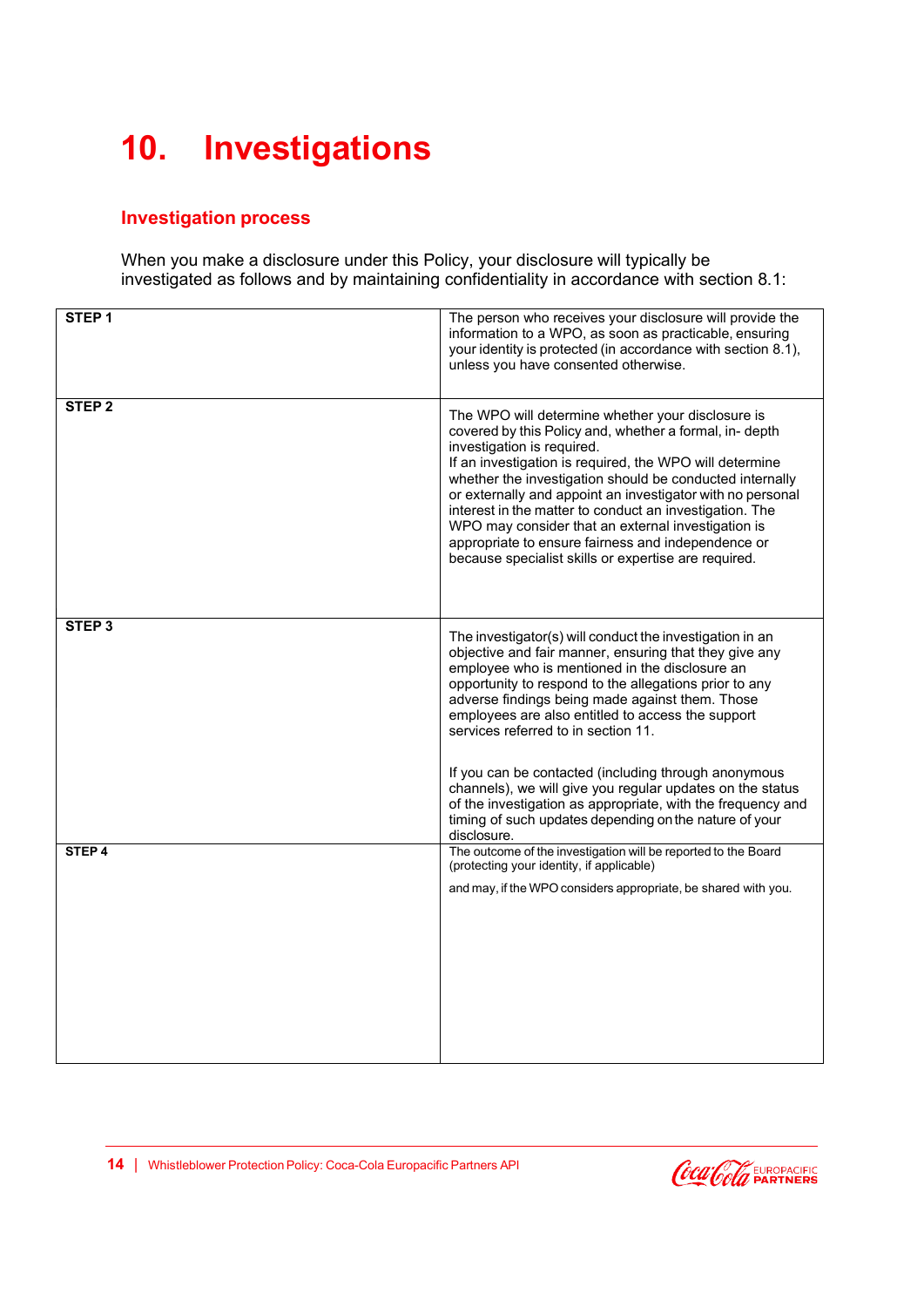# 10. Investigations

## Investigation process

When you make a disclosure under this Policy, your disclosure will typically be investigated as follows and by maintaining confidentiality in accordance with section 8.1:

| | |
|---|---|
| **STEP 1** | The person who receives your disclosure will provide the information to a WPO, as soon as practicable, ensuring your identity is protected (in accordance with section 8.1), unless you have consented otherwise. |
| **STEP 2** | The WPO will determine whether your disclosure is covered by this Policy and, whether a formal, in- depth investigation is required.<br>If an investigation is required, the WPO will determine whether the investigation should be conducted internally or externally and appoint an investigator with no personal interest in the matter to conduct an investigation. The WPO may consider that an external investigation is appropriate to ensure fairness and independence or because specialist skills or expertise are required. |
| **STEP 3** | The investigator(s) will conduct the investigation in an objective and fair manner, ensuring that they give any employee who is mentioned in the disclosure an opportunity to respond to the allegations prior to any adverse findings being made against them. Those employees are also entitled to access the support services referred to in section 11.<br><br>If you can be contacted (including through anonymous channels), we will give you regular updates on the status of the investigation as appropriate, with the frequency and timing of such updates depending on the nature of your disclosure. |
| **STEP 4** | The outcome of the investigation will be reported to the Board (protecting your identity, if applicable)<br><br>and may, if the WPO considers appropriate, be shared with you. |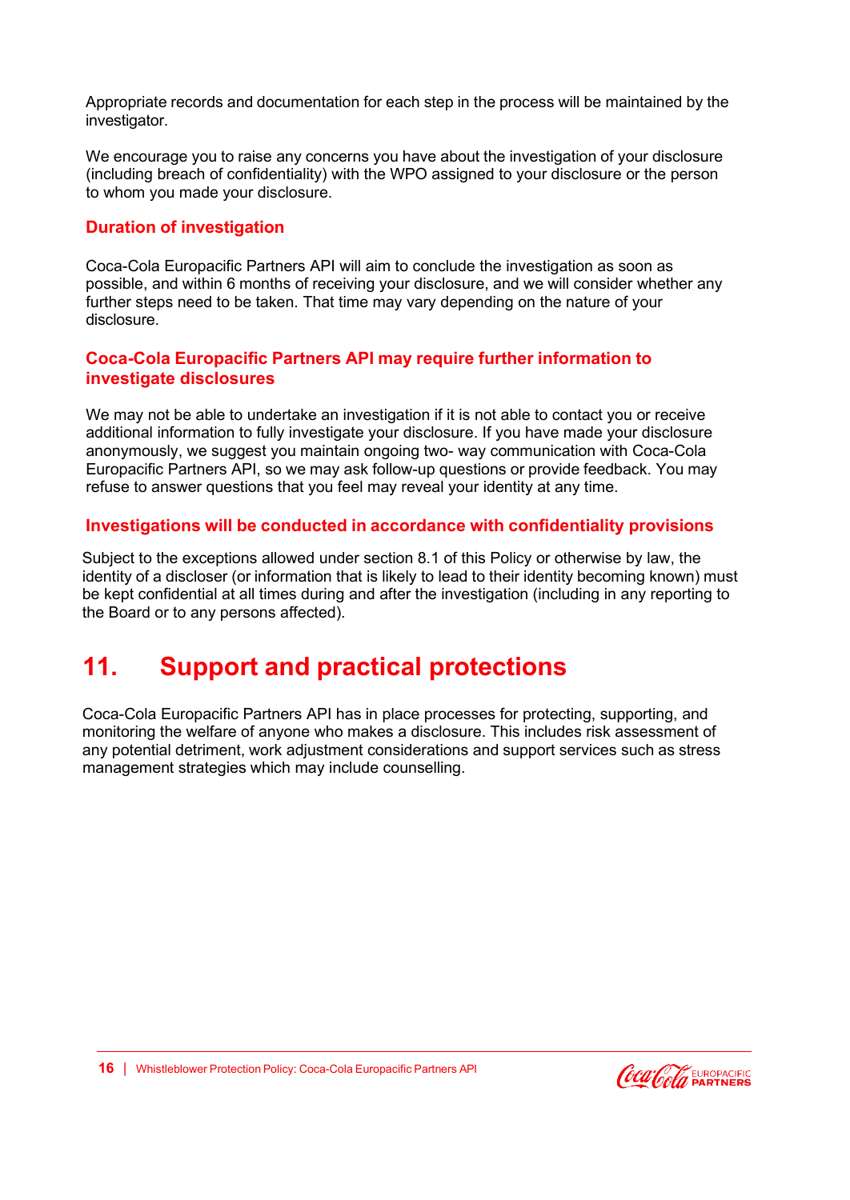Appropriate records and documentation for each step in the process will be maintained by the investigator.

We encourage you to raise any concerns you have about the investigation of your disclosure (including breach of confidentiality) with the WPO assigned to your disclosure or the person to whom you made your disclosure.

### Duration of investigation

Coca-Cola Europacific Partners API will aim to conclude the investigation as soon as possible, and within 6 months of receiving your disclosure, and we will consider whether any further steps need to be taken. That time may vary depending on the nature of your disclosure.

### Coca-Cola Europacific Partners API may require further information to investigate disclosures

We may not be able to undertake an investigation if it is not able to contact you or receive additional information to fully investigate your disclosure. If you have made your disclosure anonymously, we suggest you maintain ongoing two- way communication with Coca-Cola Europacific Partners API, so we may ask follow-up questions or provide feedback. You may refuse to answer questions that you feel may reveal your identity at any time.

### Investigations will be conducted in accordance with confidentiality provisions

Subject to the exceptions allowed under section 8.1 of this Policy or otherwise by law, the identity of a discloser (or information that is likely to lead to their identity becoming known) must be kept confidential at all times during and after the investigation (including in any reporting to the Board or to any persons affected).

## 11. Support and practical protections

Coca-Cola Europacific Partners API has in place processes for protecting, supporting, and monitoring the welfare of anyone who makes a disclosure. This includes risk assessment of any potential detriment, work adjustment considerations and support services such as stress management strategies which may include counselling.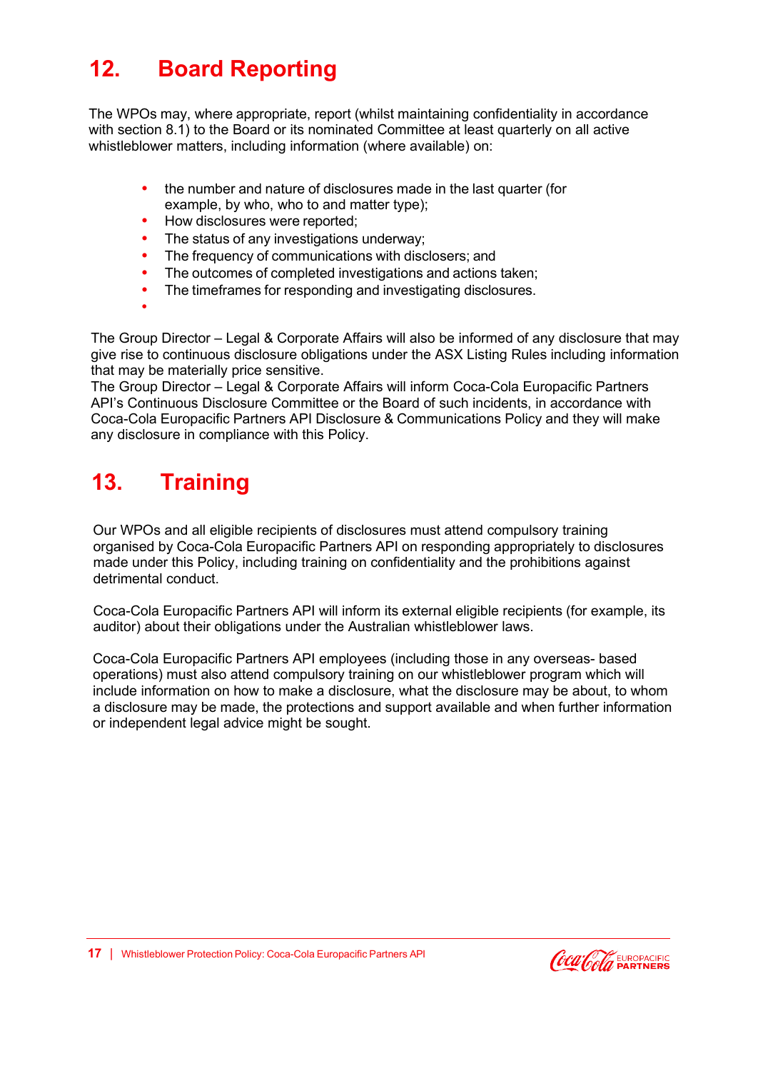## 12. Board Reporting

The WPOs may, where appropriate, report (whilst maintaining confidentiality in accordance with section 8.1) to the Board or its nominated Committee at least quarterly on all active whistleblower matters, including information (where available) on:

- the number and nature of disclosures made in the last quarter (for example, by who, who to and matter type);
- How disclosures were reported;
- The status of any investigations underway;
- The frequency of communications with disclosers; and
- The outcomes of completed investigations and actions taken;
- The timeframes for responding and investigating disclosures.

The Group Director – Legal & Corporate Affairs will also be informed of any disclosure that may give rise to continuous disclosure obligations under the ASX Listing Rules including information that may be materially price sensitive.
The Group Director – Legal & Corporate Affairs will inform Coca-Cola Europacific Partners API's Continuous Disclosure Committee or the Board of such incidents, in accordance with Coca-Cola Europacific Partners API Disclosure & Communications Policy and they will make any disclosure in compliance with this Policy.

## 13. Training

Our WPOs and all eligible recipients of disclosures must attend compulsory training organised by Coca-Cola Europacific Partners API on responding appropriately to disclosures made under this Policy, including training on confidentiality and the prohibitions against detrimental conduct.

Coca-Cola Europacific Partners API will inform its external eligible recipients (for example, its auditor) about their obligations under the Australian whistleblower laws.

Coca-Cola Europacific Partners API employees (including those in any overseas- based operations) must also attend compulsory training on our whistleblower program which will include information on how to make a disclosure, what the disclosure may be about, to whom a disclosure may be made, the protections and support available and when further information or independent legal advice might be sought.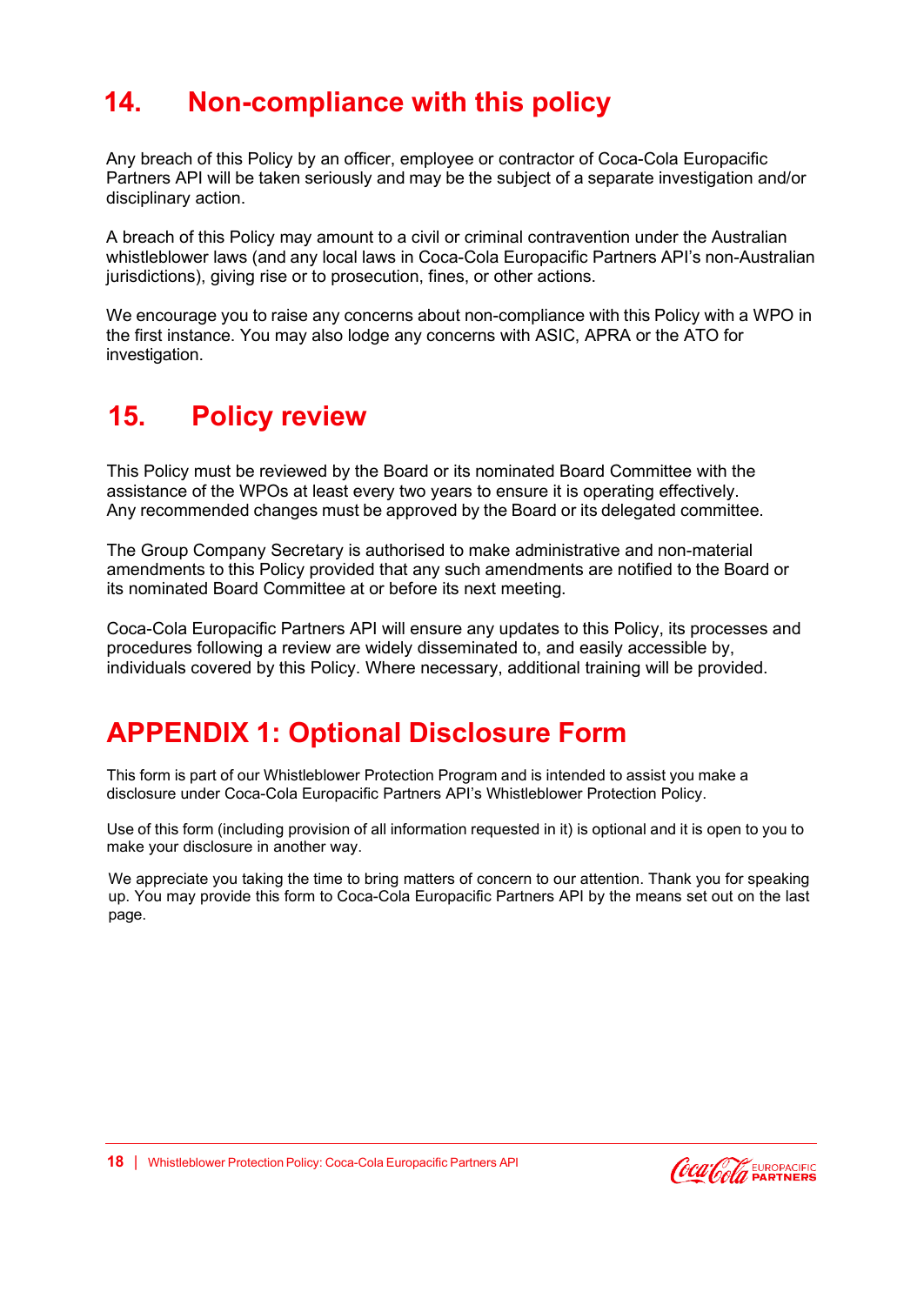## 14. Non-compliance with this policy

Any breach of this Policy by an officer, employee or contractor of Coca-Cola Europacific Partners API will be taken seriously and may be the subject of a separate investigation and/or disciplinary action.

A breach of this Policy may amount to a civil or criminal contravention under the Australian whistleblower laws (and any local laws in Coca-Cola Europacific Partners API's non-Australian jurisdictions), giving rise or to prosecution, fines, or other actions.

We encourage you to raise any concerns about non-compliance with this Policy with a WPO in the first instance. You may also lodge any concerns with ASIC, APRA or the ATO for investigation.

## 15. Policy review

This Policy must be reviewed by the Board or its nominated Board Committee with the assistance of the WPOs at least every two years to ensure it is operating effectively. Any recommended changes must be approved by the Board or its delegated committee.

The Group Company Secretary is authorised to make administrative and non-material amendments to this Policy provided that any such amendments are notified to the Board or its nominated Board Committee at or before its next meeting.

Coca-Cola Europacific Partners API will ensure any updates to this Policy, its processes and procedures following a review are widely disseminated to, and easily accessible by, individuals covered by this Policy. Where necessary, additional training will be provided.

## APPENDIX 1: Optional Disclosure Form

This form is part of our Whistleblower Protection Program and is intended to assist you make a disclosure under Coca-Cola Europacific Partners API's Whistleblower Protection Policy.

Use of this form (including provision of all information requested in it) is optional and it is open to you to make your disclosure in another way.

We appreciate you taking the time to bring matters of concern to our attention. Thank you for speaking up. You may provide this form to Coca-Cola Europacific Partners API by the means set out on the last page.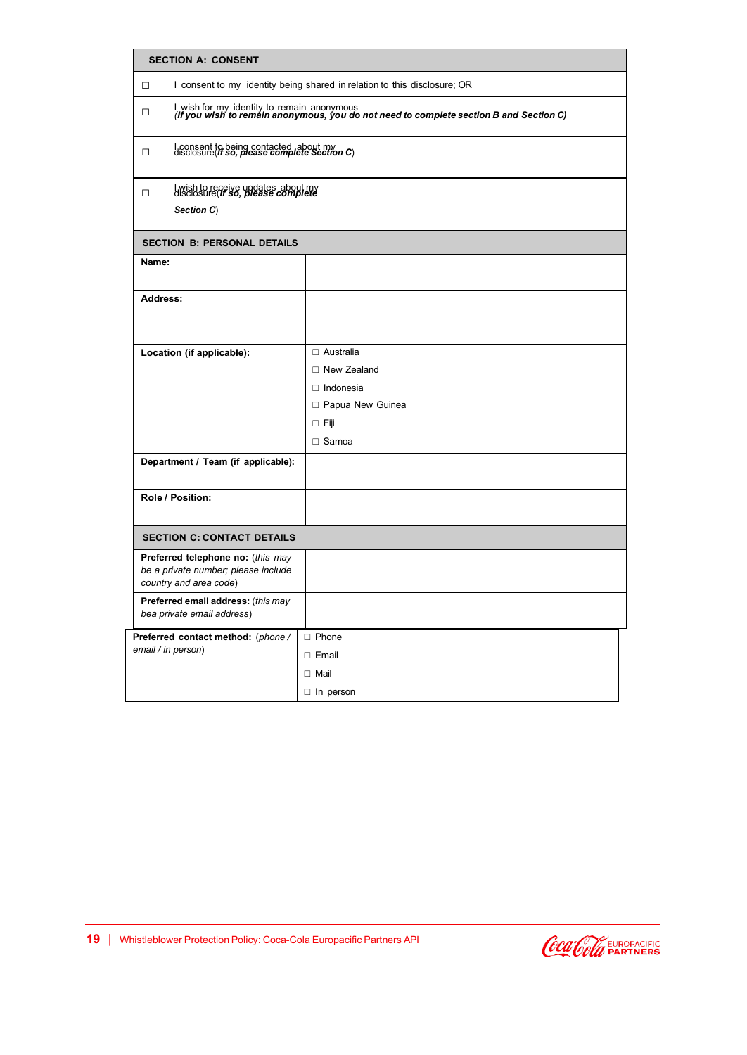| **SECTION A: CONSENT** | |
|---|---|
| ☐ | I consent to my identity being shared in relation to this disclosure; OR |
| ☐ | I wish for my identity to remain anonymous *(**If you wish to remain anonymous, you do not need to complete section B and Section C**)* |
| ☐ | I consent to being contacted about my disclosure(***If so, please complete Section C***) |
| ☐ | I wish to receive updates about my disclosure(***If so, please complete Section C***) |

| **SECTION B: PERSONAL DETAILS** | |
|---|---|
| **Name:** | |
| **Address:** | |
| **Location (if applicable):** | ☐ Australia<br>☐ New Zealand<br>☐ Indonesia<br>☐ Papua New Guinea<br>☐ Fiji<br>☐ Samoa |
| **Department / Team (if applicable):** | |
| **Role / Position:** | |

| **SECTION C: CONTACT DETAILS** | |
|---|---|
| **Preferred telephone no:** (*this may be a private number; please include country and area code*) | |
| **Preferred email address:** (*this may bea private email address*) | |
| **Preferred contact method:** (*phone / email / in person*) | ☐ Phone<br>☐ Email<br>☐ Mail<br>☐ In person |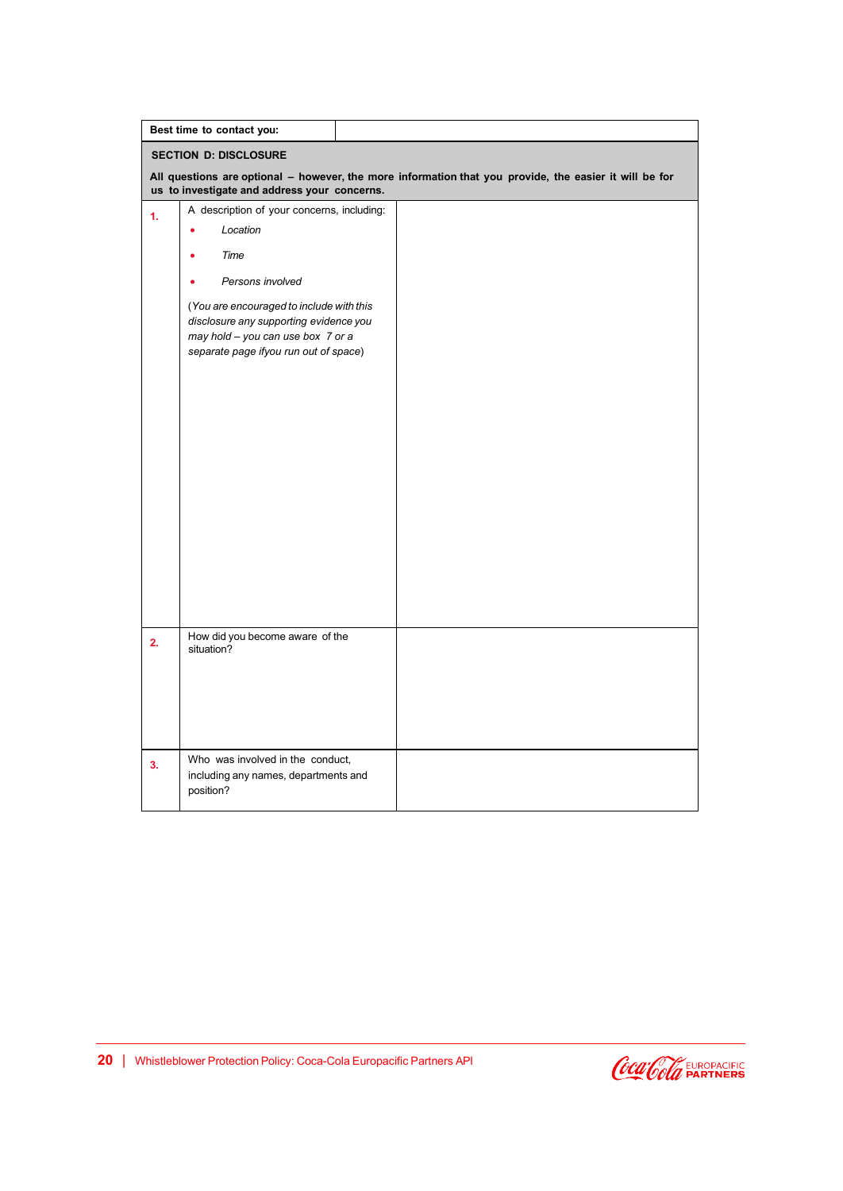| Best time to contact you: | |
|---|---|

**SECTION D: DISCLOSURE**

**All questions are optional – however, the more information that you provide, the easier it will be for us to investigate and address your concerns.**

| | | |
|---|---|---|
| **1.** | A description of your concerns, including:<br>• *Location*<br>• *Time*<br>• *Persons involved*<br>(*You are encouraged to include with this disclosure any supporting evidence you may hold – you can use box 7 or a separate page ifyou run out of space*) | |
| **2.** | How did you become aware of the situation? | |
| **3.** | Who was involved in the conduct, including any names, departments and position? | |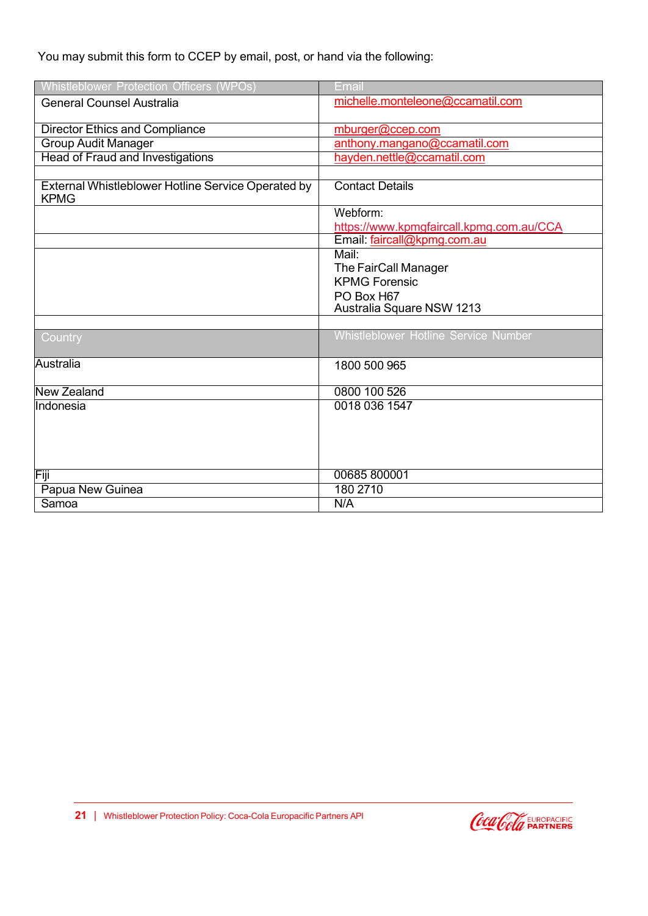You may submit this form to CCEP by email, post, or hand via the following:

| Whistleblower Protection Officers (WPOs) | Email |
|---|---|
| General Counsel Australia | michelle.monteleone@ccamatil.com |
| Director Ethics and Compliance | mburger@ccep.com |
| Group Audit Manager | anthony.mangano@ccamatil.com |
| Head of Fraud and Investigations | hayden.nettle@ccamatil.com |
| | |
| External Whistleblower Hotline Service Operated by KPMG | Contact Details |
| | Webform: https://www.kpmgfaircall.kpmg.com.au/CCA |
| | Email: faircall@kpmg.com.au |
| | Mail:<br>The FairCall Manager<br>KPMG Forensic<br>PO Box H67<br>Australia Square NSW 1213 |
| | |
| Country | Whistleblower Hotline Service Number |
| Australia | 1800 500 965 |
| New Zealand | 0800 100 526 |
| Indonesia | 0018 036 1547 |
| Fiji | 00685 800001 |
| Papua New Guinea | 180 2710 |
| Samoa | N/A |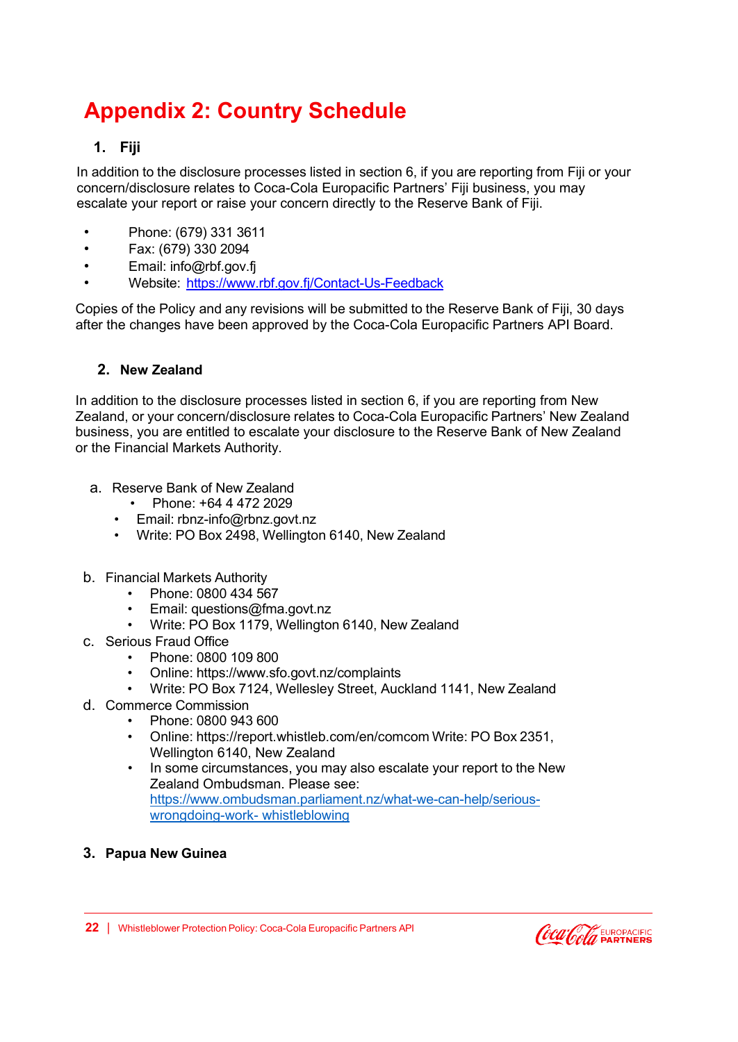# Appendix 2: Country Schedule

## 1. Fiji

In addition to the disclosure processes listed in section 6, if you are reporting from Fiji or your concern/disclosure relates to Coca-Cola Europacific Partners' Fiji business, you may escalate your report or raise your concern directly to the Reserve Bank of Fiji.

- Phone: (679) 331 3611
- Fax: (679) 330 2094
- Email: info@rbf.gov.fj
- Website: https://www.rbf.gov.fj/Contact-Us-Feedback

Copies of the Policy and any revisions will be submitted to the Reserve Bank of Fiji, 30 days after the changes have been approved by the Coca-Cola Europacific Partners API Board.

## 2. New Zealand

In addition to the disclosure processes listed in section 6, if you are reporting from New Zealand, or your concern/disclosure relates to Coca-Cola Europacific Partners' New Zealand business, you are entitled to escalate your disclosure to the Reserve Bank of New Zealand or the Financial Markets Authority.

a. Reserve Bank of New Zealand
   - Phone: +64 4 472 2029
   - Email: rbnz-info@rbnz.govt.nz
   - Write: PO Box 2498, Wellington 6140, New Zealand

b. Financial Markets Authority
   - Phone: 0800 434 567
   - Email: questions@fma.govt.nz
   - Write: PO Box 1179, Wellington 6140, New Zealand

c. Serious Fraud Office
   - Phone: 0800 109 800
   - Online: https://www.sfo.govt.nz/complaints
   - Write: PO Box 7124, Wellesley Street, Auckland 1141, New Zealand

d. Commerce Commission
   - Phone: 0800 943 600
   - Online: https://report.whistleb.com/en/comcom Write: PO Box 2351, Wellington 6140, New Zealand
   - In some circumstances, you may also escalate your report to the New Zealand Ombudsman. Please see: https://www.ombudsman.parliament.nz/what-we-can-help/serious-wrongdoing-work- whistleblowing

## 3. Papua New Guinea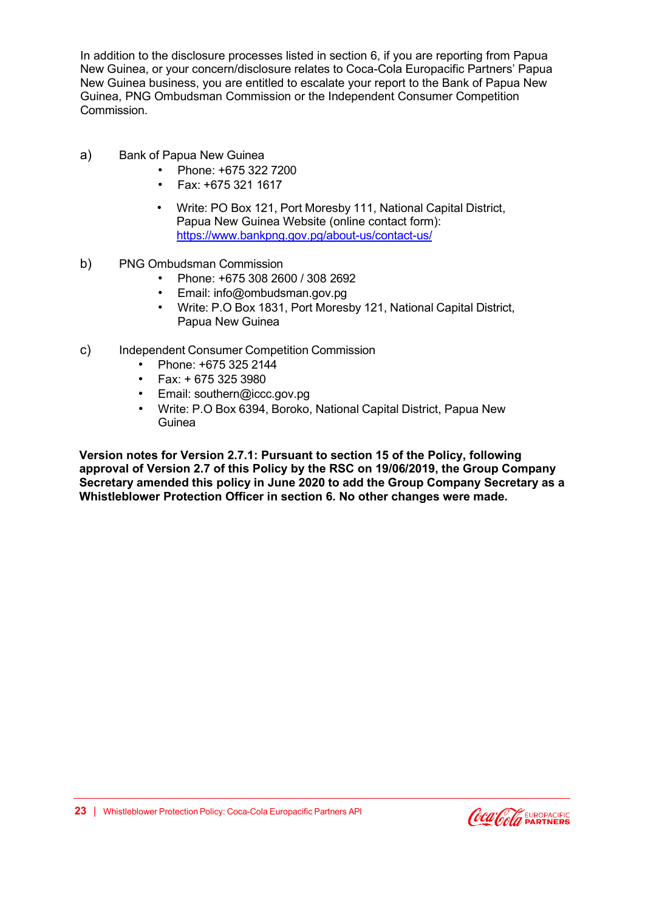In addition to the disclosure processes listed in section 6, if you are reporting from Papua New Guinea, or your concern/disclosure relates to Coca-Cola Europacific Partners' Papua New Guinea business, you are entitled to escalate your report to the Bank of Papua New Guinea, PNG Ombudsman Commission or the Independent Consumer Competition Commission.

a) Bank of Papua New Guinea
   - Phone: +675 322 7200
   - Fax: +675 321 1617
   - Write: PO Box 121, Port Moresby 111, National Capital District, Papua New Guinea Website (online contact form): https://www.bankpng.gov.pg/about-us/contact-us/

b) PNG Ombudsman Commission
   - Phone: +675 308 2600 / 308 2692
   - Email: info@ombudsman.gov.pg
   - Write: P.O Box 1831, Port Moresby 121, National Capital District, Papua New Guinea

c) Independent Consumer Competition Commission
   - Phone: +675 325 2144
   - Fax: + 675 325 3980
   - Email: southern@iccc.gov.pg
   - Write: P.O Box 6394, Boroko, National Capital District, Papua New Guinea

**Version notes for Version 2.7.1: Pursuant to section 15 of the Policy, following approval of Version 2.7 of this Policy by the RSC on 19/06/2019, the Group Company Secretary amended this policy in June 2020 to add the Group Company Secretary as a Whistleblower Protection Officer in section 6. No other changes were made.**